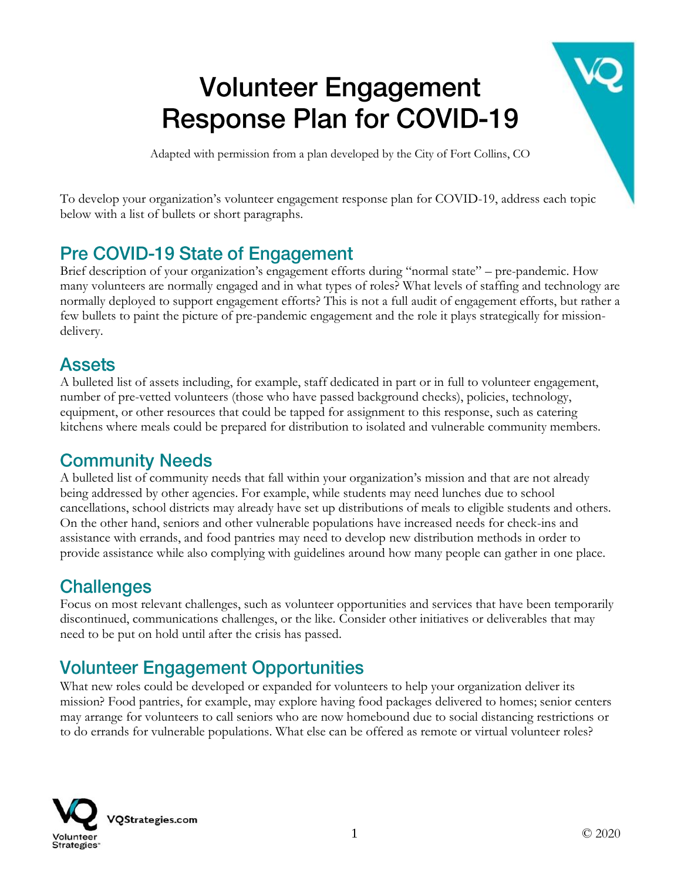# Volunteer Engagement Response Plan for COVID-19

Adapted with permission from a plan developed by the City of Fort Collins, CO

To develop your organization's volunteer engagement response plan for COVID-19, address each topic below with a list of bullets or short paragraphs.

## Pre COVID-19 State of Engagement

Brief description of your organization's engagement efforts during "normal state" – pre-pandemic. How many volunteers are normally engaged and in what types of roles? What levels of staffing and technology are normally deployed to support engagement efforts? This is not a full audit of engagement efforts, but rather a few bullets to paint the picture of pre-pandemic engagement and the role it plays strategically for mission-delivery.

## Assets

A bulleted list of assets including, for example, staff dedicated in part or in full to volunteer engagement, number of pre-vetted volunteers (those who have passed background checks), policies, technology, equipment, or other resources that could be tapped for assignment to this response, such as catering kitchens where meals could be prepared for distribution to isolated and vulnerable community members.

## Community Needs

A bulleted list of community needs that fall within your organization's mission and that are not already being addressed by other agencies. For example, while students may need lunches due to school cancellations, school districts may already have set up distributions of meals to eligible students and others. On the other hand, seniors and other vulnerable populations have increased needs for check-ins and assistance with errands, and food pantries may need to develop new distribution methods in order to provide assistance while also complying with guidelines around how many people can gather in one place.

## Challenges

Focus on most relevant challenges, such as volunteer opportunities and services that have been temporarily discontinued, communications challenges, or the like. Consider other initiatives or deliverables that may need to be put on hold until after the crisis has passed.

## Volunteer Engagement Opportunities

What new roles could be developed or expanded for volunteers to help your organization deliver its mission? Food pantries, for example, may explore having food packages delivered to homes; senior centers may arrange for volunteers to call seniors who are now homebound due to social distancing restrictions or to do errands for vulnerable populations. What else can be offered as remote or virtual volunteer roles?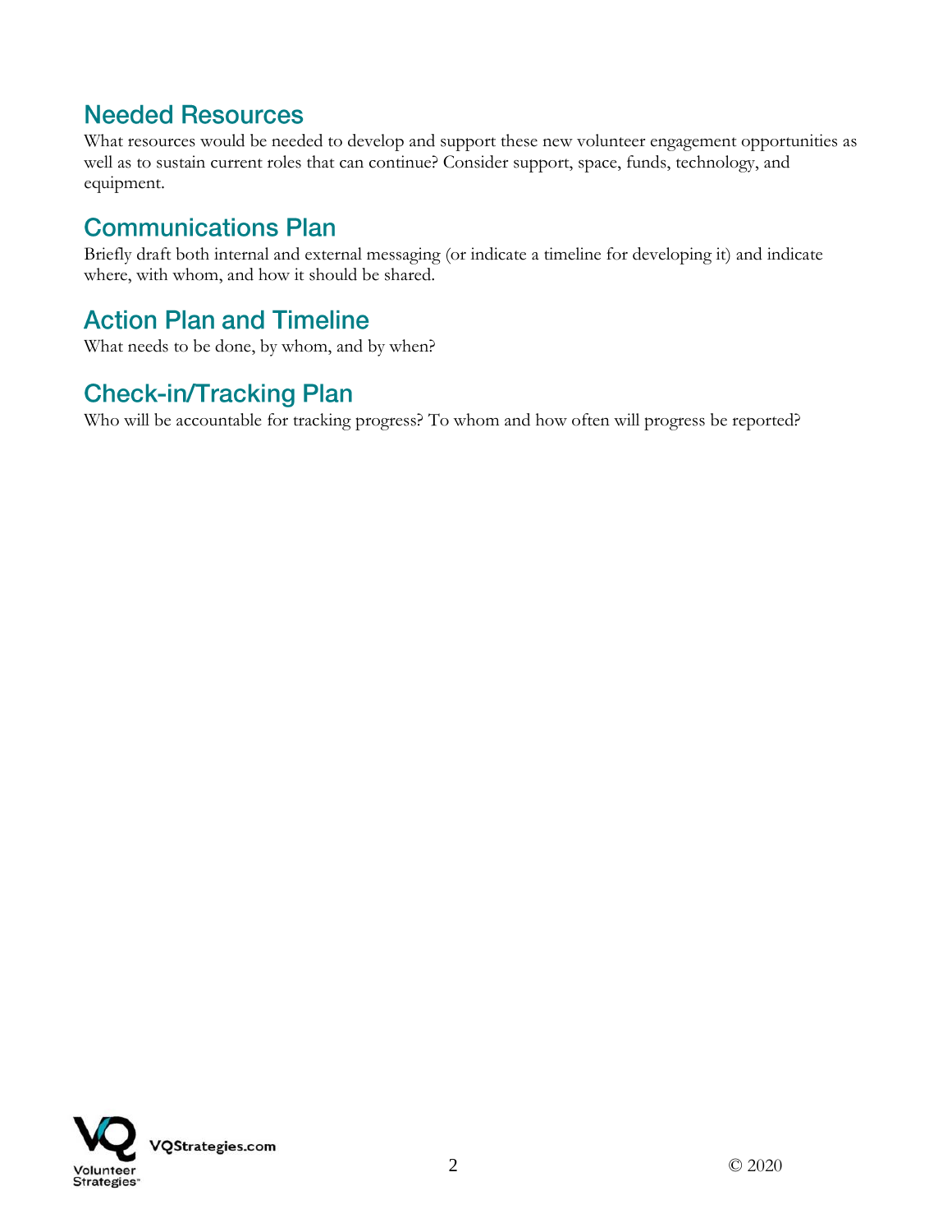## Needed Resources

What resources would be needed to develop and support these new volunteer engagement opportunities as well as to sustain current roles that can continue? Consider support, space, funds, technology, and equipment.

## Communications Plan

Briefly draft both internal and external messaging (or indicate a timeline for developing it) and indicate where, with whom, and how it should be shared.

## Action Plan and Timeline

What needs to be done, by whom, and by when?

## Check-in/Tracking Plan

Who will be accountable for tracking progress? To whom and how often will progress be reported?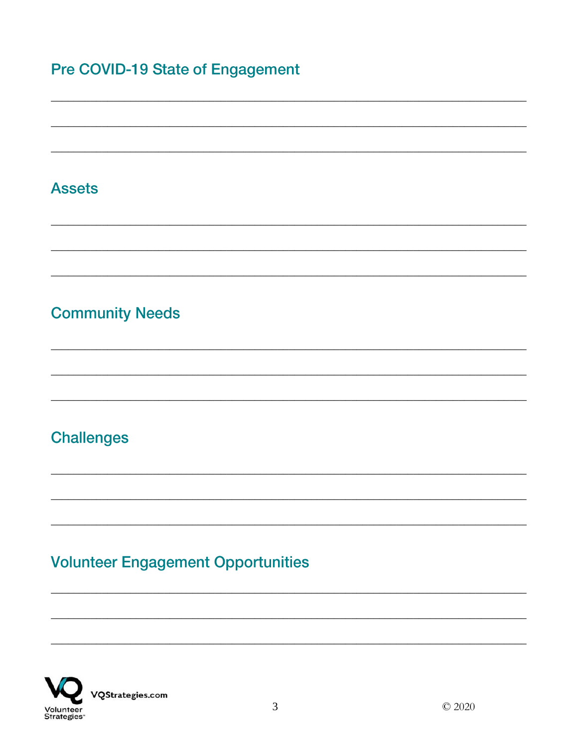## Pre COVID-19 State of Engagement

______________________________________________________________________________

______________________________________________________________________________

______________________________________________________________________________

## Assets

______________________________________________________________________________

______________________________________________________________________________

______________________________________________________________________________

## Community Needs

______________________________________________________________________________

______________________________________________________________________________

______________________________________________________________________________

## Challenges

______________________________________________________________________________

______________________________________________________________________________

______________________________________________________________________________

## Volunteer Engagement Opportunities

______________________________________________________________________________

______________________________________________________________________________

______________________________________________________________________________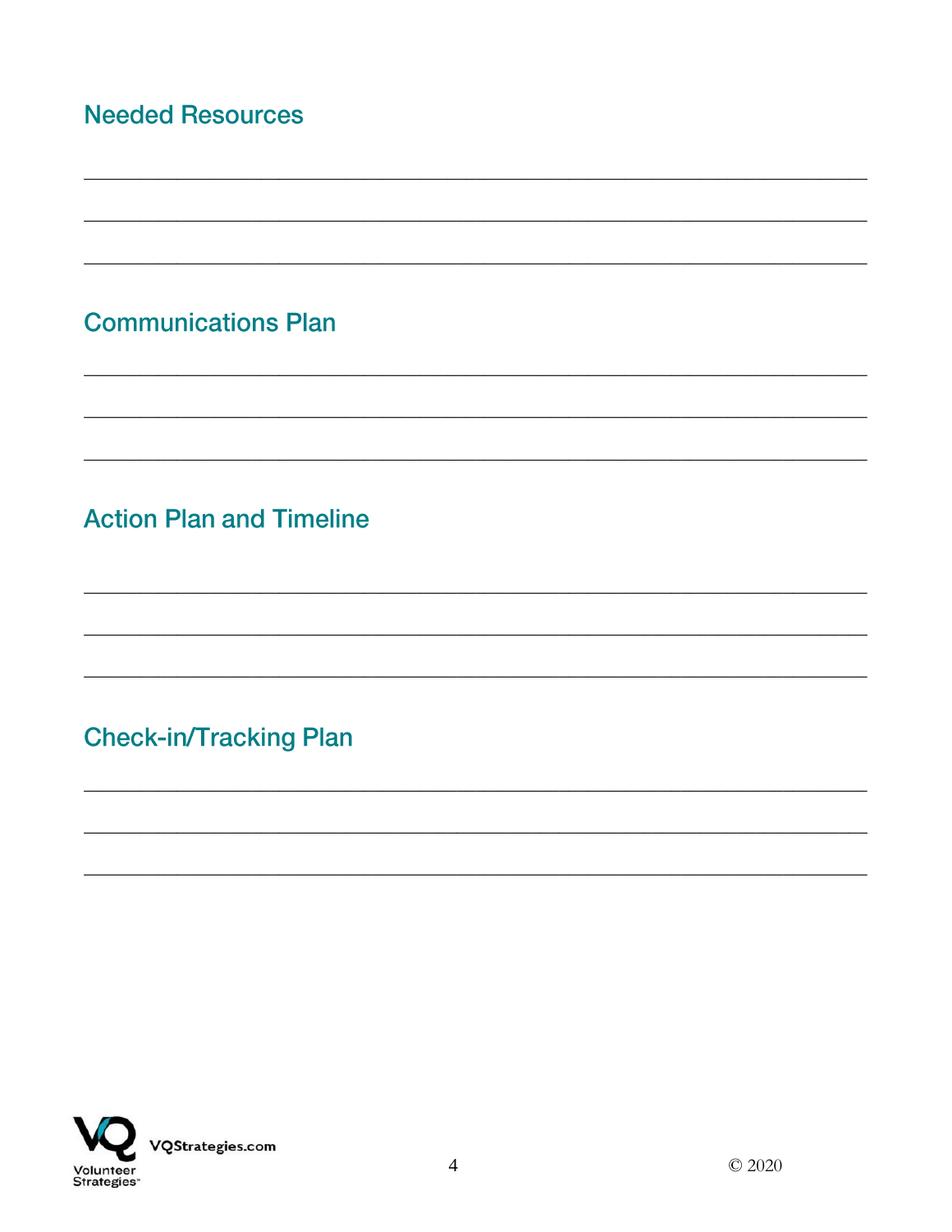## Needed Resources

\_\_\_\_\_\_\_\_\_\_\_\_\_\_\_\_\_\_\_\_\_\_\_\_\_\_\_\_\_\_\_\_\_\_\_\_\_\_\_\_\_\_\_\_\_\_\_\_\_\_\_\_\_\_\_\_\_\_\_\_\_\_\_\_\_\_\_\_\_\_\_\_

\_\_\_\_\_\_\_\_\_\_\_\_\_\_\_\_\_\_\_\_\_\_\_\_\_\_\_\_\_\_\_\_\_\_\_\_\_\_\_\_\_\_\_\_\_\_\_\_\_\_\_\_\_\_\_\_\_\_\_\_\_\_\_\_\_\_\_\_\_\_\_\_

\_\_\_\_\_\_\_\_\_\_\_\_\_\_\_\_\_\_\_\_\_\_\_\_\_\_\_\_\_\_\_\_\_\_\_\_\_\_\_\_\_\_\_\_\_\_\_\_\_\_\_\_\_\_\_\_\_\_\_\_\_\_\_\_\_\_\_\_\_\_\_\_

## Communications Plan

\_\_\_\_\_\_\_\_\_\_\_\_\_\_\_\_\_\_\_\_\_\_\_\_\_\_\_\_\_\_\_\_\_\_\_\_\_\_\_\_\_\_\_\_\_\_\_\_\_\_\_\_\_\_\_\_\_\_\_\_\_\_\_\_\_\_\_\_\_\_\_\_

\_\_\_\_\_\_\_\_\_\_\_\_\_\_\_\_\_\_\_\_\_\_\_\_\_\_\_\_\_\_\_\_\_\_\_\_\_\_\_\_\_\_\_\_\_\_\_\_\_\_\_\_\_\_\_\_\_\_\_\_\_\_\_\_\_\_\_\_\_\_\_\_

\_\_\_\_\_\_\_\_\_\_\_\_\_\_\_\_\_\_\_\_\_\_\_\_\_\_\_\_\_\_\_\_\_\_\_\_\_\_\_\_\_\_\_\_\_\_\_\_\_\_\_\_\_\_\_\_\_\_\_\_\_\_\_\_\_\_\_\_\_\_\_\_

## Action Plan and Timeline

\_\_\_\_\_\_\_\_\_\_\_\_\_\_\_\_\_\_\_\_\_\_\_\_\_\_\_\_\_\_\_\_\_\_\_\_\_\_\_\_\_\_\_\_\_\_\_\_\_\_\_\_\_\_\_\_\_\_\_\_\_\_\_\_\_\_\_\_\_\_\_\_

\_\_\_\_\_\_\_\_\_\_\_\_\_\_\_\_\_\_\_\_\_\_\_\_\_\_\_\_\_\_\_\_\_\_\_\_\_\_\_\_\_\_\_\_\_\_\_\_\_\_\_\_\_\_\_\_\_\_\_\_\_\_\_\_\_\_\_\_\_\_\_\_

\_\_\_\_\_\_\_\_\_\_\_\_\_\_\_\_\_\_\_\_\_\_\_\_\_\_\_\_\_\_\_\_\_\_\_\_\_\_\_\_\_\_\_\_\_\_\_\_\_\_\_\_\_\_\_\_\_\_\_\_\_\_\_\_\_\_\_\_\_\_\_\_

## Check-in/Tracking Plan

\_\_\_\_\_\_\_\_\_\_\_\_\_\_\_\_\_\_\_\_\_\_\_\_\_\_\_\_\_\_\_\_\_\_\_\_\_\_\_\_\_\_\_\_\_\_\_\_\_\_\_\_\_\_\_\_\_\_\_\_\_\_\_\_\_\_\_\_\_\_\_\_

\_\_\_\_\_\_\_\_\_\_\_\_\_\_\_\_\_\_\_\_\_\_\_\_\_\_\_\_\_\_\_\_\_\_\_\_\_\_\_\_\_\_\_\_\_\_\_\_\_\_\_\_\_\_\_\_\_\_\_\_\_\_\_\_\_\_\_\_\_\_\_\_

\_\_\_\_\_\_\_\_\_\_\_\_\_\_\_\_\_\_\_\_\_\_\_\_\_\_\_\_\_\_\_\_\_\_\_\_\_\_\_\_\_\_\_\_\_\_\_\_\_\_\_\_\_\_\_\_\_\_\_\_\_\_\_\_\_\_\_\_\_\_\_\_